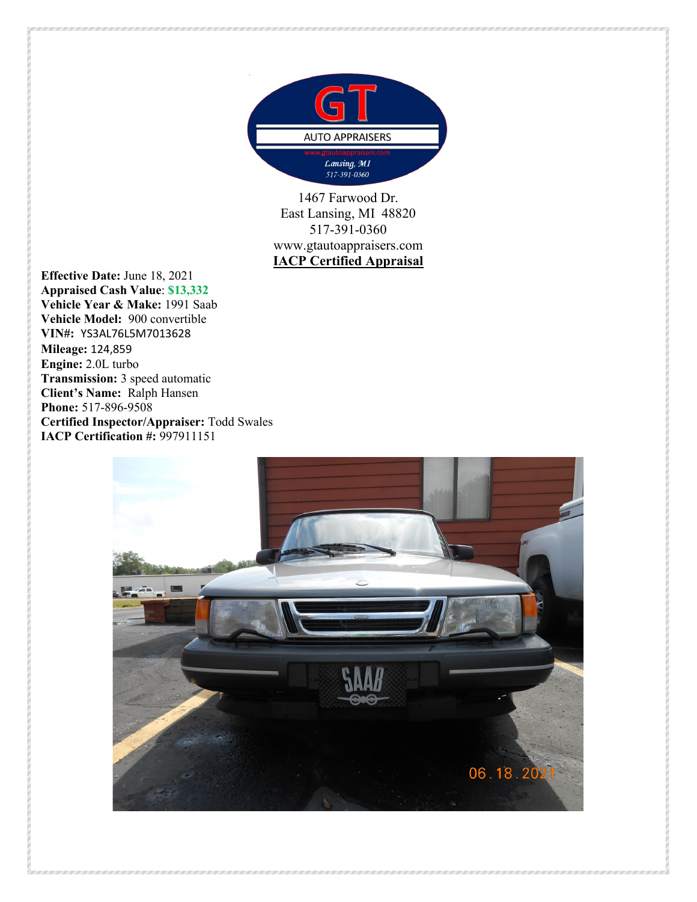GT

AUTO APPRAISERS

www.gtautoappraisers.com
*Lansing, MI*
*517-391-0360*

1467 Farwood Dr.
East Lansing, MI 48820
517-391-0360
www.gtautoappraisers.com

**IACP Certified Appraisal**

**Effective Date:** June 18, 2021
**Appraised Cash Value**: **$13,332**
**Vehicle Year & Make:** 1991 Saab
**Vehicle Model:** 900 convertible
**VIN#:** YS3AL76L5M7013628
**Mileage:** 124,859
**Engine:** 2.0L turbo
**Transmission:** 3 speed automatic
**Client's Name:** Ralph Hansen
**Phone:** 517-896-9508
**Certified Inspector/Appraiser:** Todd Swales
**IACP Certification #:** 997911151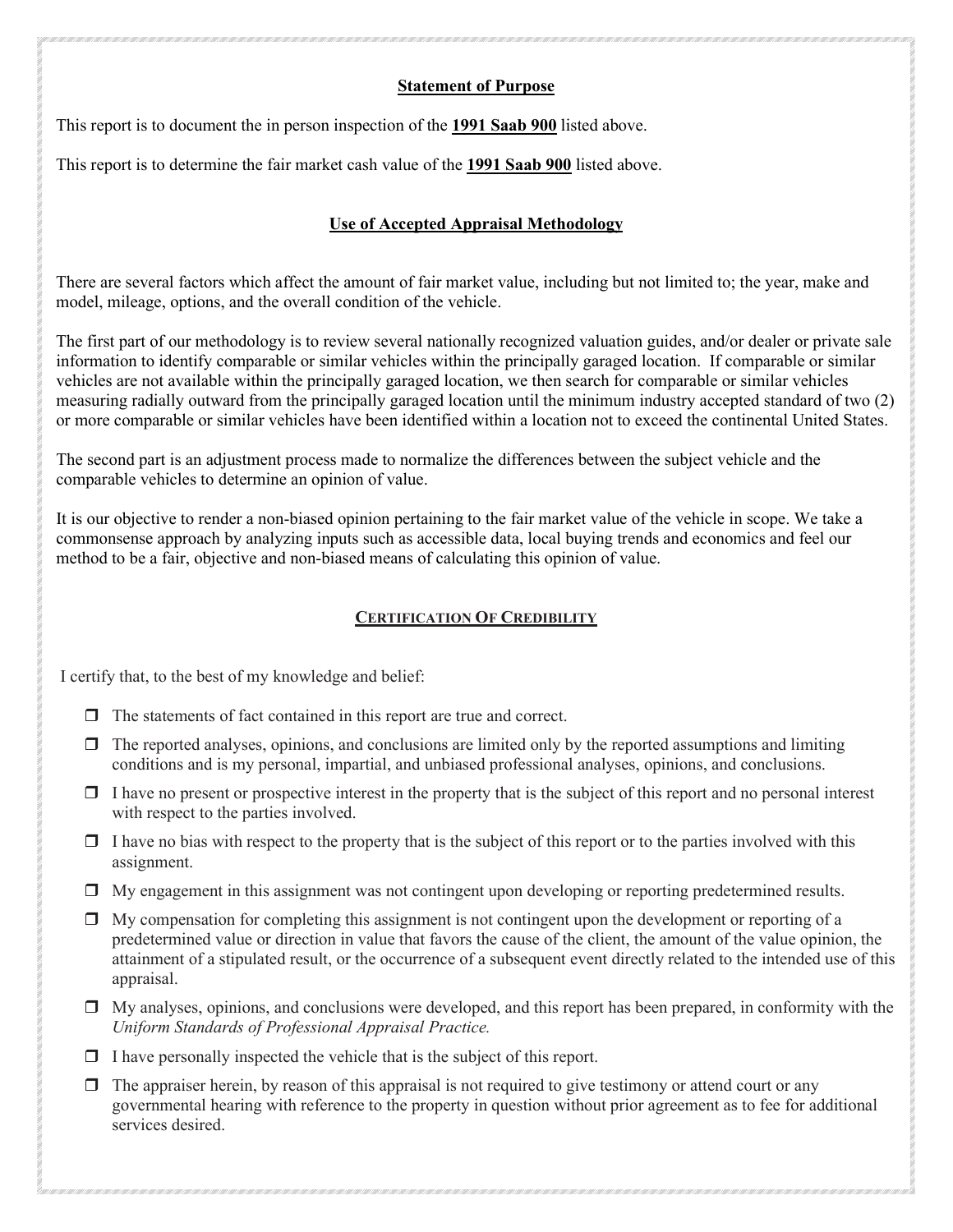## Statement of Purpose

This report is to document the in person inspection of the **1991 Saab 900** listed above.

This report is to determine the fair market cash value of the **1991 Saab 900** listed above.

## Use of Accepted Appraisal Methodology

There are several factors which affect the amount of fair market value, including but not limited to; the year, make and model, mileage, options, and the overall condition of the vehicle.

The first part of our methodology is to review several nationally recognized valuation guides, and/or dealer or private sale information to identify comparable or similar vehicles within the principally garaged location. If comparable or similar vehicles are not available within the principally garaged location, we then search for comparable or similar vehicles measuring radially outward from the principally garaged location until the minimum industry accepted standard of two (2) or more comparable or similar vehicles have been identified within a location not to exceed the continental United States.

The second part is an adjustment process made to normalize the differences between the subject vehicle and the comparable vehicles to determine an opinion of value.

It is our objective to render a non-biased opinion pertaining to the fair market value of the vehicle in scope. We take a commonsense approach by analyzing inputs such as accessible data, local buying trends and economics and feel our method to be a fair, objective and non-biased means of calculating this opinion of value.

## Certification Of Credibility

I certify that, to the best of my knowledge and belief:

- ☐ The statements of fact contained in this report are true and correct.
- ☐ The reported analyses, opinions, and conclusions are limited only by the reported assumptions and limiting conditions and is my personal, impartial, and unbiased professional analyses, opinions, and conclusions.
- ☐ I have no present or prospective interest in the property that is the subject of this report and no personal interest with respect to the parties involved.
- ☐ I have no bias with respect to the property that is the subject of this report or to the parties involved with this assignment.
- ☐ My engagement in this assignment was not contingent upon developing or reporting predetermined results.
- ☐ My compensation for completing this assignment is not contingent upon the development or reporting of a predetermined value or direction in value that favors the cause of the client, the amount of the value opinion, the attainment of a stipulated result, or the occurrence of a subsequent event directly related to the intended use of this appraisal.
- ☐ My analyses, opinions, and conclusions were developed, and this report has been prepared, in conformity with the *Uniform Standards of Professional Appraisal Practice.*
- ☐ I have personally inspected the vehicle that is the subject of this report.
- ☐ The appraiser herein, by reason of this appraisal is not required to give testimony or attend court or any governmental hearing with reference to the property in question without prior agreement as to fee for additional services desired.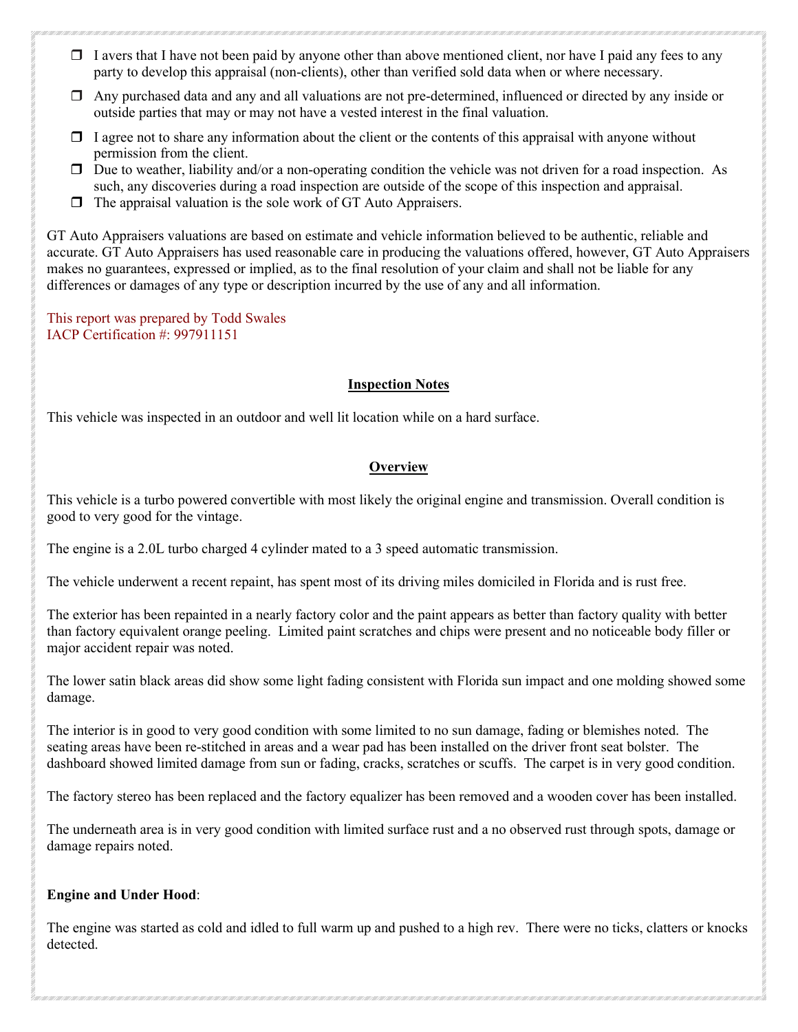- ❒ I avers that I have not been paid by anyone other than above mentioned client, nor have I paid any fees to any party to develop this appraisal (non-clients), other than verified sold data when or where necessary.
- ❒ Any purchased data and any and all valuations are not pre-determined, influenced or directed by any inside or outside parties that may or may not have a vested interest in the final valuation.
- ❒ I agree not to share any information about the client or the contents of this appraisal with anyone without permission from the client.
- ❒ Due to weather, liability and/or a non-operating condition the vehicle was not driven for a road inspection. As such, any discoveries during a road inspection are outside of the scope of this inspection and appraisal.
- ❒ The appraisal valuation is the sole work of GT Auto Appraisers.

GT Auto Appraisers valuations are based on estimate and vehicle information believed to be authentic, reliable and accurate. GT Auto Appraisers has used reasonable care in producing the valuations offered, however, GT Auto Appraisers makes no guarantees, expressed or implied, as to the final resolution of your claim and shall not be liable for any differences or damages of any type or description incurred by the use of any and all information.

This report was prepared by Todd Swales
IACP Certification #: 997911151

## Inspection Notes

This vehicle was inspected in an outdoor and well lit location while on a hard surface.

## Overview

This vehicle is a turbo powered convertible with most likely the original engine and transmission. Overall condition is good to very good for the vintage.

The engine is a 2.0L turbo charged 4 cylinder mated to a 3 speed automatic transmission.

The vehicle underwent a recent repaint, has spent most of its driving miles domiciled in Florida and is rust free.

The exterior has been repainted in a nearly factory color and the paint appears as better than factory quality with better than factory equivalent orange peeling. Limited paint scratches and chips were present and no noticeable body filler or major accident repair was noted.

The lower satin black areas did show some light fading consistent with Florida sun impact and one molding showed some damage.

The interior is in good to very good condition with some limited to no sun damage, fading or blemishes noted. The seating areas have been re-stitched in areas and a wear pad has been installed on the driver front seat bolster. The dashboard showed limited damage from sun or fading, cracks, scratches or scuffs. The carpet is in very good condition.

The factory stereo has been replaced and the factory equalizer has been removed and a wooden cover has been installed.

The underneath area is in very good condition with limited surface rust and a no observed rust through spots, damage or damage repairs noted.

**Engine and Under Hood**:

The engine was started as cold and idled to full warm up and pushed to a high rev. There were no ticks, clatters or knocks detected.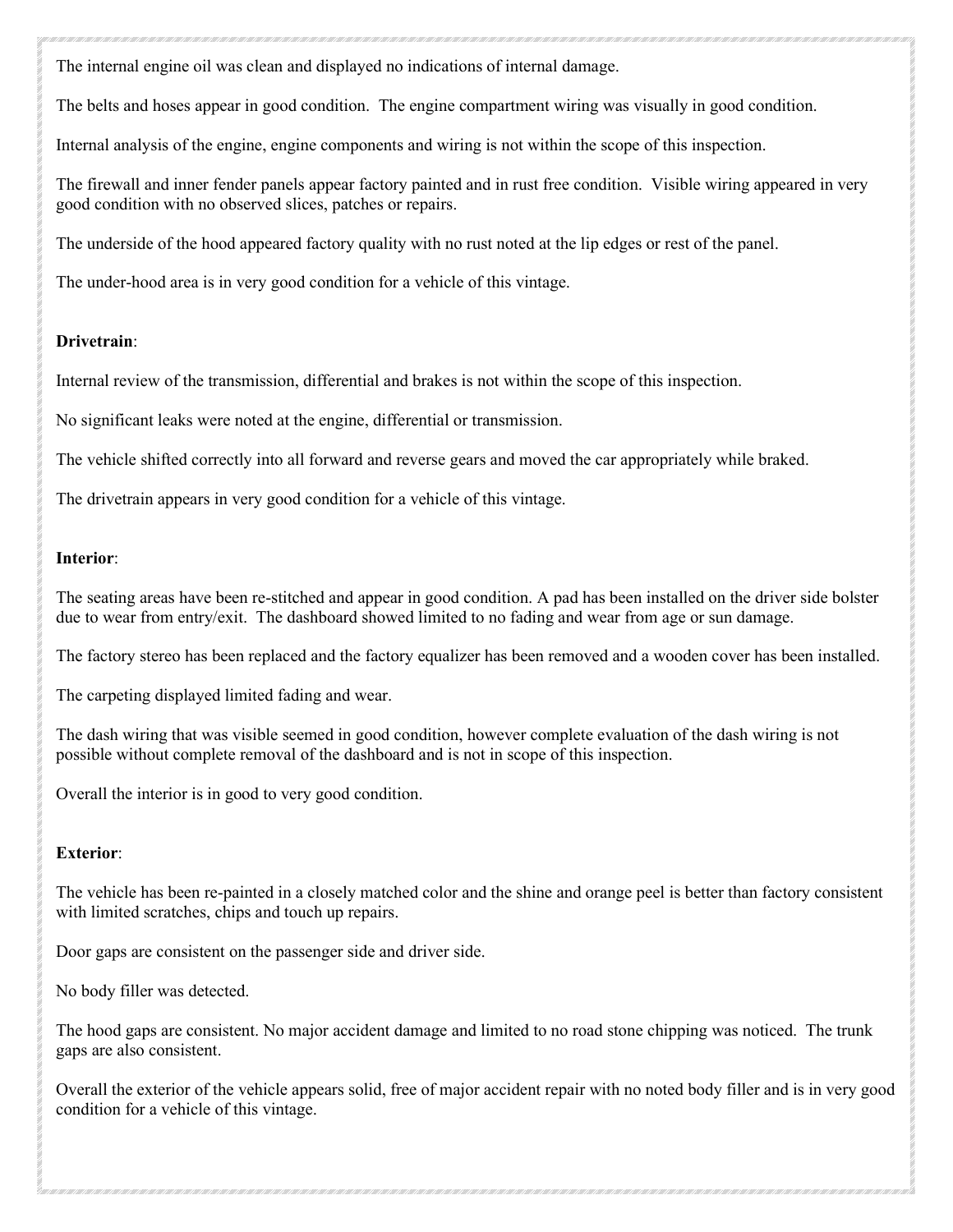The internal engine oil was clean and displayed no indications of internal damage.

The belts and hoses appear in good condition. The engine compartment wiring was visually in good condition.

Internal analysis of the engine, engine components and wiring is not within the scope of this inspection.

The firewall and inner fender panels appear factory painted and in rust free condition. Visible wiring appeared in very good condition with no observed slices, patches or repairs.

The underside of the hood appeared factory quality with no rust noted at the lip edges or rest of the panel.

The under-hood area is in very good condition for a vehicle of this vintage.

**Drivetrain**:

Internal review of the transmission, differential and brakes is not within the scope of this inspection.

No significant leaks were noted at the engine, differential or transmission.

The vehicle shifted correctly into all forward and reverse gears and moved the car appropriately while braked.

The drivetrain appears in very good condition for a vehicle of this vintage.

**Interior**:

The seating areas have been re-stitched and appear in good condition. A pad has been installed on the driver side bolster due to wear from entry/exit. The dashboard showed limited to no fading and wear from age or sun damage.

The factory stereo has been replaced and the factory equalizer has been removed and a wooden cover has been installed.

The carpeting displayed limited fading and wear.

The dash wiring that was visible seemed in good condition, however complete evaluation of the dash wiring is not possible without complete removal of the dashboard and is not in scope of this inspection.

Overall the interior is in good to very good condition.

**Exterior**:

The vehicle has been re-painted in a closely matched color and the shine and orange peel is better than factory consistent with limited scratches, chips and touch up repairs.

Door gaps are consistent on the passenger side and driver side.

No body filler was detected.

The hood gaps are consistent. No major accident damage and limited to no road stone chipping was noticed. The trunk gaps are also consistent.

Overall the exterior of the vehicle appears solid, free of major accident repair with no noted body filler and is in very good condition for a vehicle of this vintage.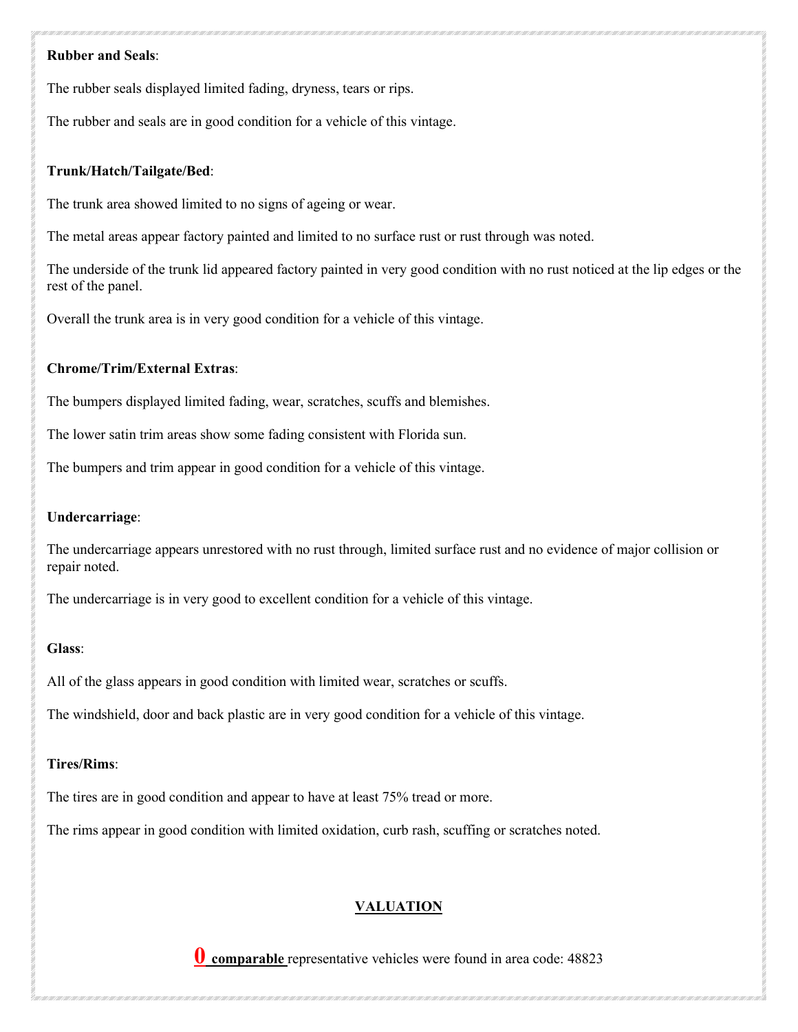**Rubber and Seals**:

The rubber seals displayed limited fading, dryness, tears or rips.

The rubber and seals are in good condition for a vehicle of this vintage.

**Trunk/Hatch/Tailgate/Bed**:

The trunk area showed limited to no signs of ageing or wear.

The metal areas appear factory painted and limited to no surface rust or rust through was noted.

The underside of the trunk lid appeared factory painted in very good condition with no rust noticed at the lip edges or the rest of the panel.

Overall the trunk area is in very good condition for a vehicle of this vintage.

**Chrome/Trim/External Extras**:

The bumpers displayed limited fading, wear, scratches, scuffs and blemishes.

The lower satin trim areas show some fading consistent with Florida sun.

The bumpers and trim appear in good condition for a vehicle of this vintage.

**Undercarriage**:

The undercarriage appears unrestored with no rust through, limited surface rust and no evidence of major collision or repair noted.

The undercarriage is in very good to excellent condition for a vehicle of this vintage.

**Glass**:

All of the glass appears in good condition with limited wear, scratches or scuffs.

The windshield, door and back plastic are in very good condition for a vehicle of this vintage.

**Tires/Rims**:

The tires are in good condition and appear to have at least 75% tread or more.

The rims appear in good condition with limited oxidation, curb rash, scuffing or scratches noted.

## VALUATION

**0 comparable** representative vehicles were found in area code: 48823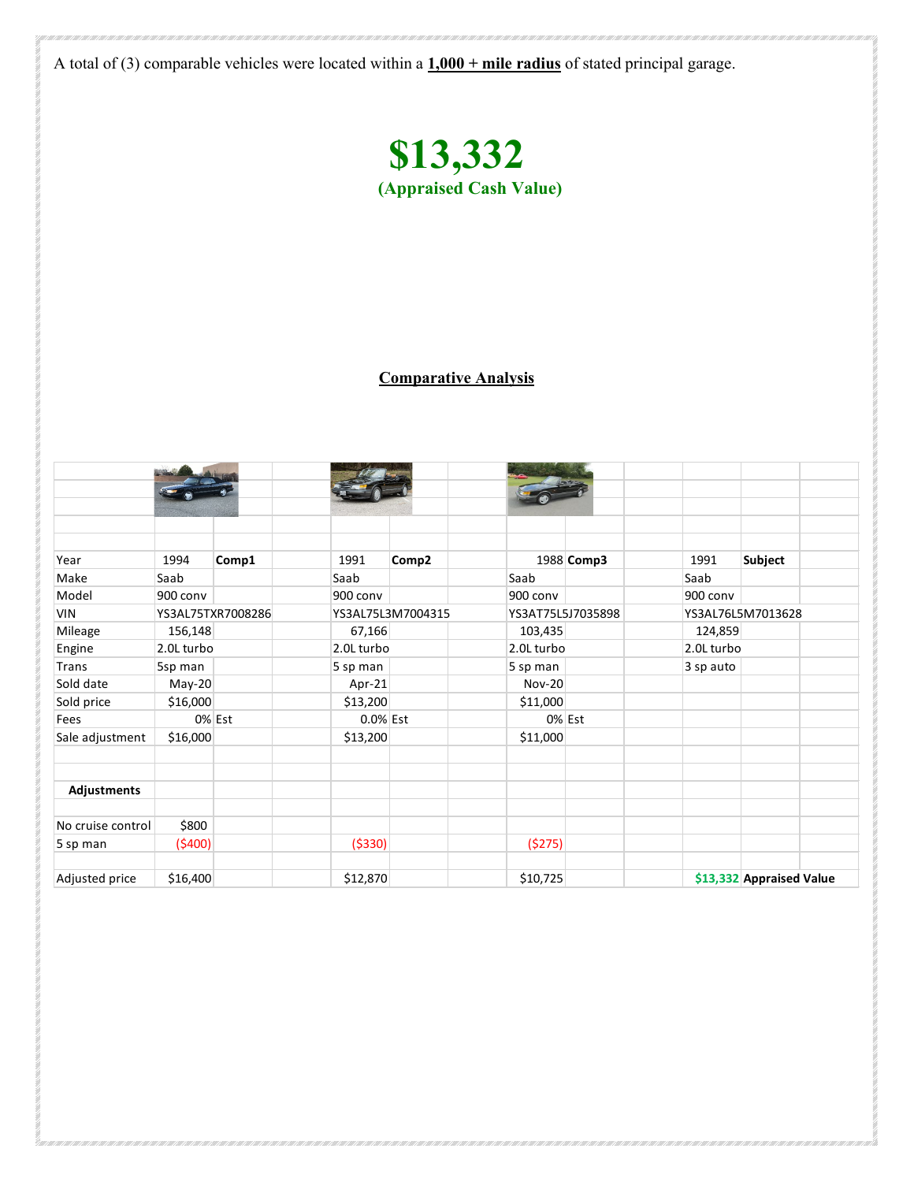A total of (3) comparable vehicles were located within a **1,000 + mile radius** of stated principal garage.

# $13,332
**(Appraised Cash Value)**

## Comparative Analysis

| | | | | | | | | | | |
|---|---|---|---|---|---|---|---|---|---|---|
| Year | 1994 | **Comp1** | | 1991 | **Comp2** | | 1988 | **Comp3** | 1991 | **Subject** |
| Make | Saab | | | Saab | | | Saab | | Saab | |
| Model | 900 conv | | | 900 conv | | | 900 conv | | 900 conv | |
| VIN | YS3AL75TXR7008286 | | | YS3AL75L3M7004315 | | | YS3AT75L5J7035898 | | YS3AL76L5M7013628 | |
| Mileage | 156,148 | | | 67,166 | | | 103,435 | | 124,859 | |
| Engine | 2.0L turbo | | | 2.0L turbo | | | 2.0L turbo | | 2.0L turbo | |
| Trans | 5sp man | | | 5 sp man | | | 5 sp man | | 3 sp auto | |
| Sold date | May-20 | | | Apr-21 | | | Nov-20 | | | |
| Sold price | $16,000 | | | $13,200 | | | $11,000 | | | |
| Fees | 0% | Est | | 0.0% | Est | | 0% | Est | | |
| Sale adjustment | $16,000 | | | $13,200 | | | $11,000 | | | |
| | | | | | | | | | | |
| **Adjustments** | | | | | | | | | | |
| | | | | | | | | | | |
| No cruise control | $800 | | | | | | | | | |
| 5 sp man | ($400) | | | ($330) | | | ($275) | | | |
| | | | | | | | | | | |
| Adjusted price | $16,400 | | | $12,870 | | | $10,725 | | $13,332 | **Appraised Value** |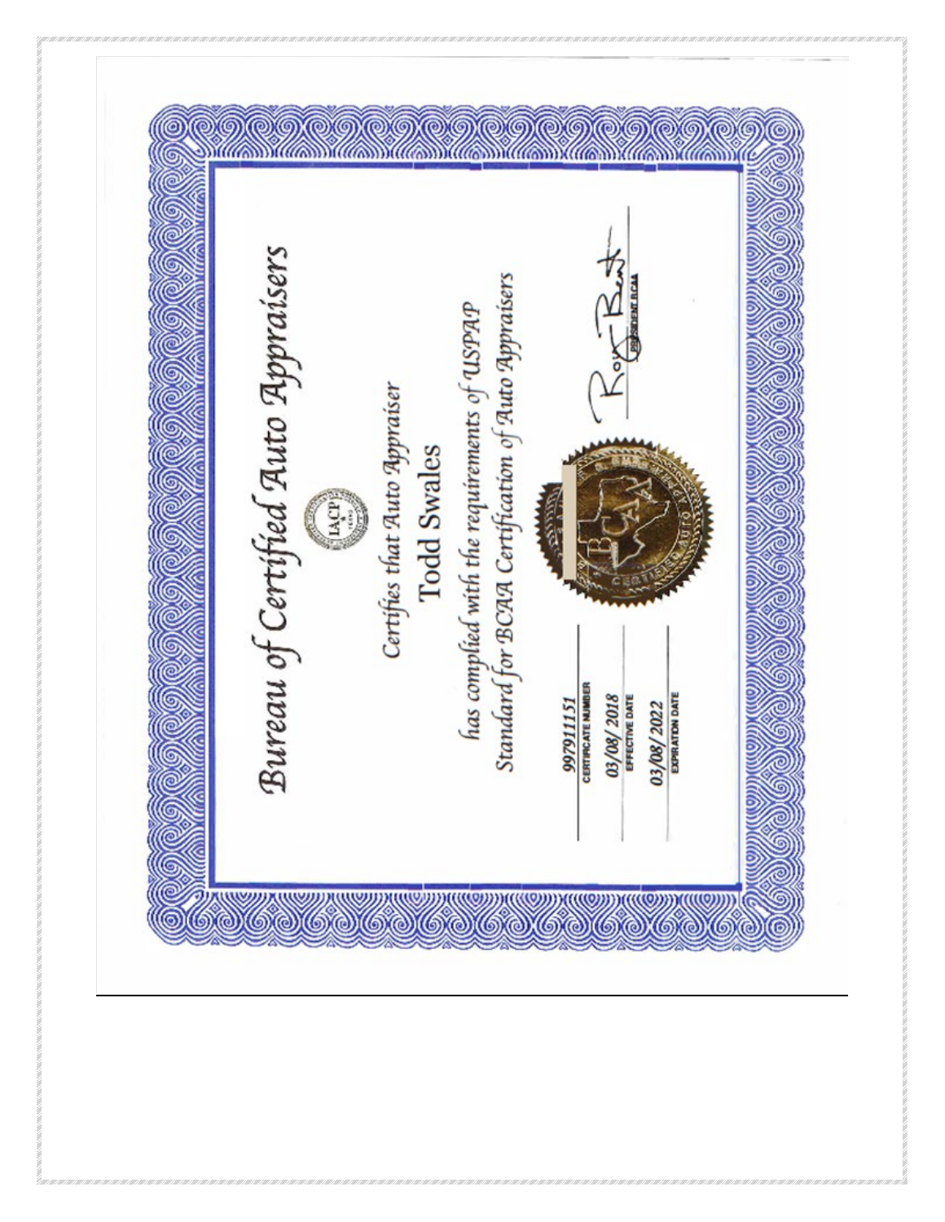# Bureau of Certified Auto Appraisers

IACP

*Certifies that Auto Appraiser*

## Todd Swales

*has complied with the requirements of USPAP*
*Standard for BCAA Certification of Auto Appraisers*

997911151
CERTIFICATE NUMBER

03/08/2018
EFFECTIVE DATE

03/08/2022
EXPIRATION DATE

BCAA
CERTIFIED AUTO

PRESIDENT BCAA